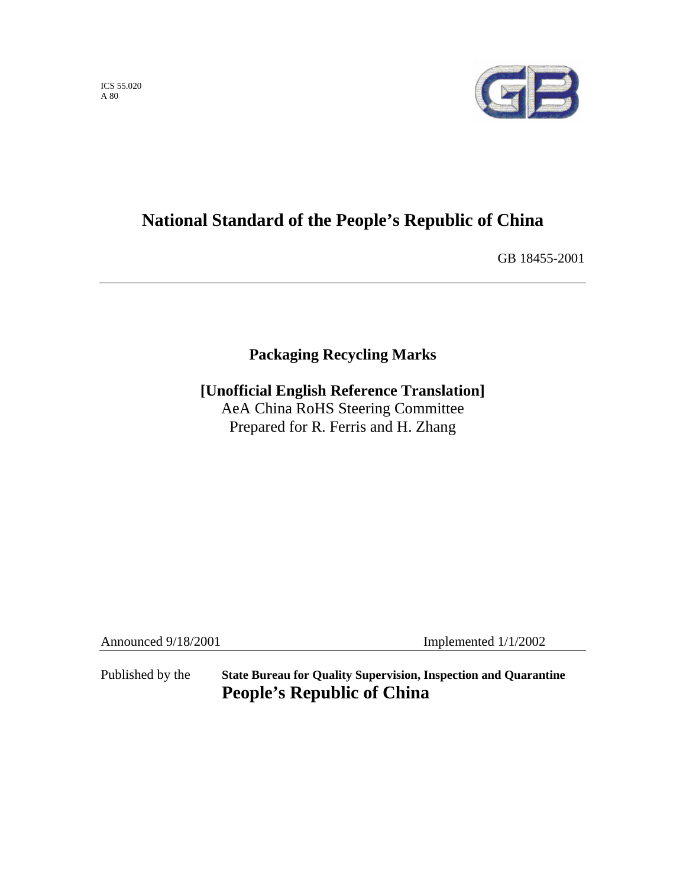ICS 55.020
A 80

# National Standard of the People's Republic of China

GB 18455-2001

## Packaging Recycling Marks

**[Unofficial English Reference Translation]**
AeA China RoHS Steering Committee
Prepared for R. Ferris and H. Zhang

Announced 9/18/2001 Implemented 1/1/2002

Published by the **State Bureau for Quality Supervision, Inspection and Quarantine**
**People's Republic of China**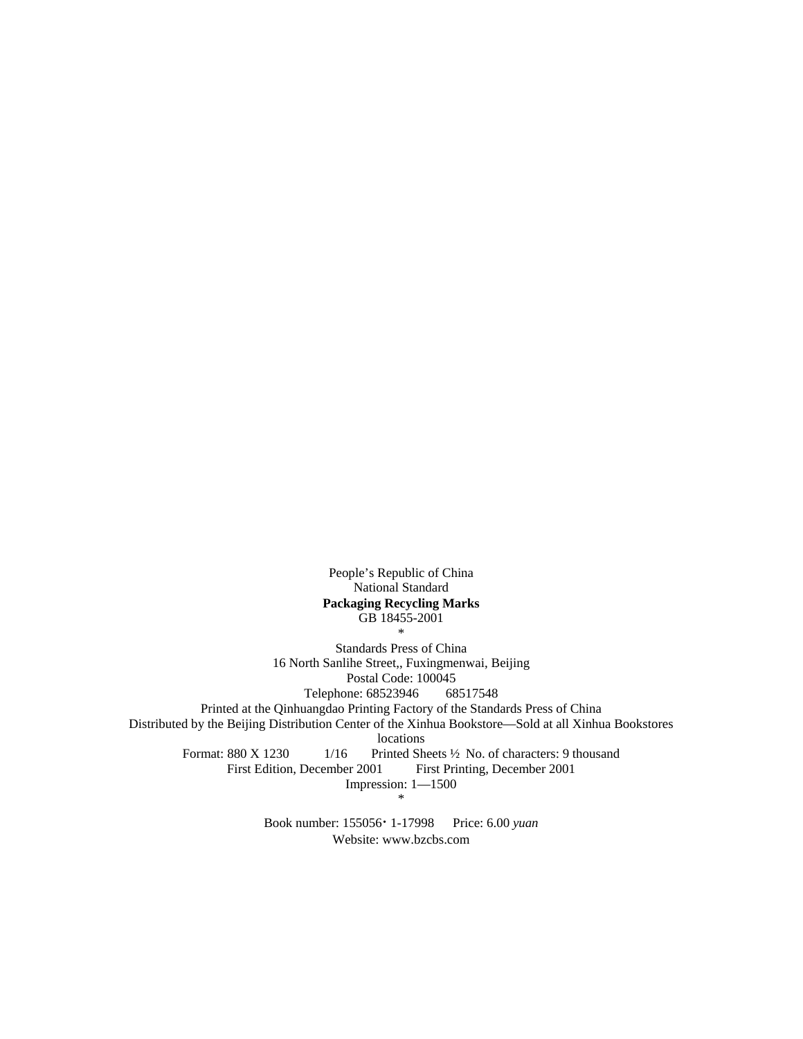People’s Republic of China  
National Standard  
**Packaging Recycling Marks**  
GB 18455-2001  
*

Standards Press of China  
16 North Sanlihe Street,, Fuxingmenwai, Beijing  
Postal Code: 100045  
Telephone: 68523946 68517548  
Printed at the Qinhuangdao Printing Factory of the Standards Press of China  
Distributed by the Beijing Distribution Center of the Xinhua Bookstore—Sold at all Xinhua Bookstores locations  
Format: 880 X 1230 1/16 Printed Sheets ½ No. of characters: 9 thousand  
First Edition, December 2001 First Printing, December 2001  
Impression: 1—1500  
*

Book number: 155056· 1-17998 Price: 6.00 *yuan*  
Website: www.bzcbs.com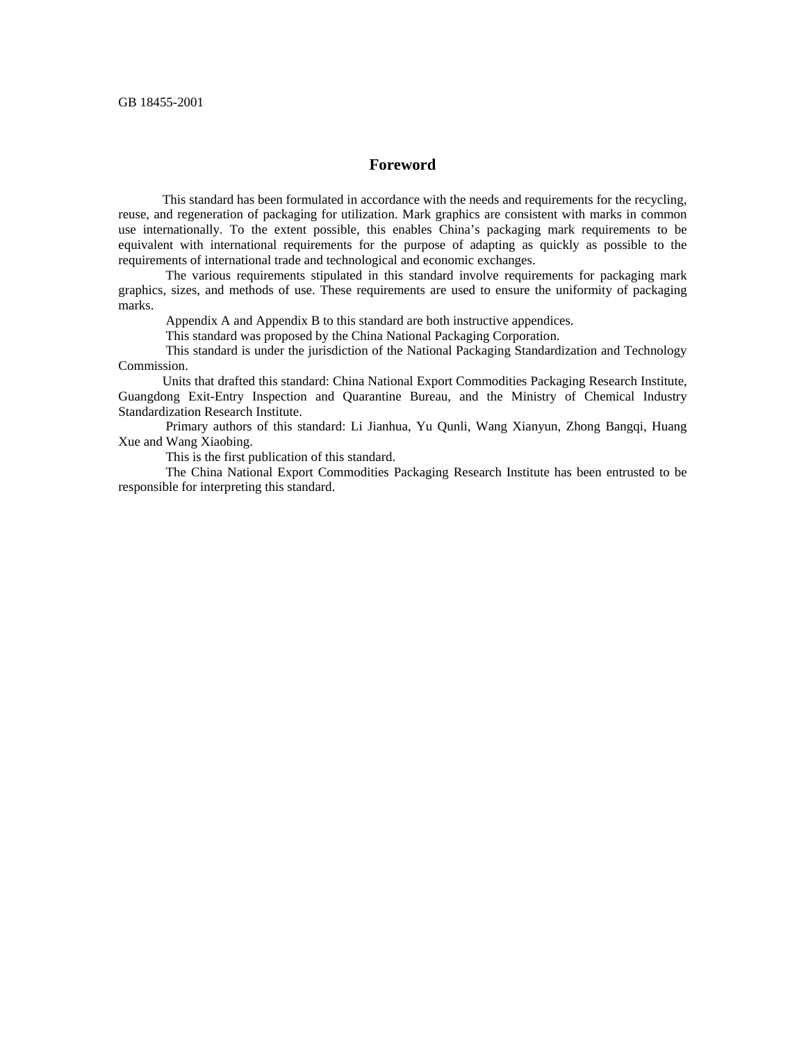# Foreword

This standard has been formulated in accordance with the needs and requirements for the recycling, reuse, and regeneration of packaging for utilization. Mark graphics are consistent with marks in common use internationally. To the extent possible, this enables China's packaging mark requirements to be equivalent with international requirements for the purpose of adapting as quickly as possible to the requirements of international trade and technological and economic exchanges.

The various requirements stipulated in this standard involve requirements for packaging mark graphics, sizes, and methods of use. These requirements are used to ensure the uniformity of packaging marks.

Appendix A and Appendix B to this standard are both instructive appendices.

This standard was proposed by the China National Packaging Corporation.

This standard is under the jurisdiction of the National Packaging Standardization and Technology Commission.

Units that drafted this standard: China National Export Commodities Packaging Research Institute, Guangdong Exit-Entry Inspection and Quarantine Bureau, and the Ministry of Chemical Industry Standardization Research Institute.

Primary authors of this standard: Li Jianhua, Yu Qunli, Wang Xianyun, Zhong Bangqi, Huang Xue and Wang Xiaobing.

This is the first publication of this standard.

The China National Export Commodities Packaging Research Institute has been entrusted to be responsible for interpreting this standard.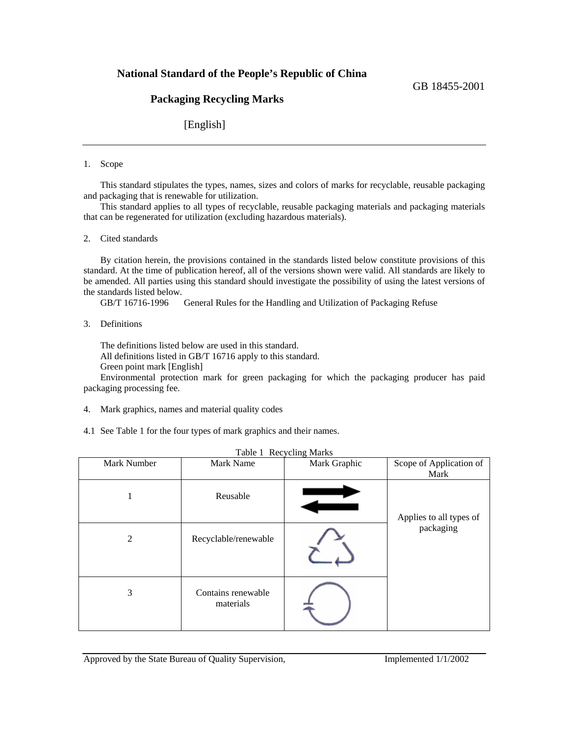# National Standard of the People's Republic of China

GB 18455-2001

## Packaging Recycling Marks

[English]

---

1. Scope

This standard stipulates the types, names, sizes and colors of marks for recyclable, reusable packaging and packaging that is renewable for utilization.

This standard applies to all types of recyclable, reusable packaging materials and packaging materials that can be regenerated for utilization (excluding hazardous materials).

2. Cited standards

By citation herein, the provisions contained in the standards listed below constitute provisions of this standard. At the time of publication hereof, all of the versions shown were valid. All standards are likely to be amended. All parties using this standard should investigate the possibility of using the latest versions of the standards listed below.

GB/T 16716-1996 General Rules for the Handling and Utilization of Packaging Refuse

3. Definitions

The definitions listed below are used in this standard.

All definitions listed in GB/T 16716 apply to this standard.

Green point mark [English]

Environmental protection mark for green packaging for which the packaging producer has paid packaging processing fee.

4. Mark graphics, names and material quality codes

4.1 See Table 1 for the four types of mark graphics and their names.

Table 1 Recycling Marks

| Mark Number | Mark Name | Mark Graphic | Scope of Application of Mark |
|---|---|---|---|
| 1 | Reusable | | Applies to all types of packaging |
| 2 | Recyclable/renewable | | |
| 3 | Contains renewable materials | | |

Approved by the State Bureau of Quality Supervision, Implemented 1/1/2002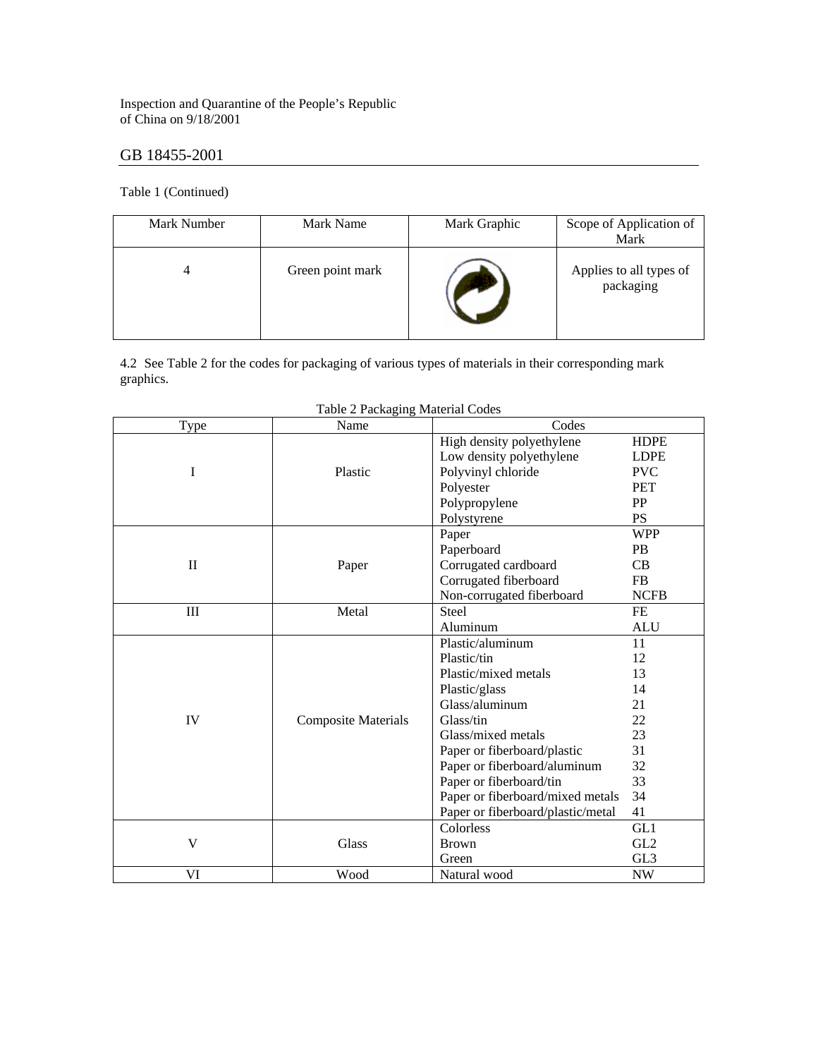Inspection and Quarantine of the People's Republic of China on 9/18/2001

GB 18455-2001

Table 1 (Continued)

| Mark Number | Mark Name | Mark Graphic | Scope of Application of Mark |
|---|---|---|---|
| 4 | Green point mark | | Applies to all types of packaging |

4.2 See Table 2 for the codes for packaging of various types of materials in their corresponding mark graphics.

Table 2 Packaging Material Codes

| Type | Name | Codes | |
|---|---|---|---|
| I | Plastic | High density polyethylene | HDPE |
| | | Low density polyethylene | LDPE |
| | | Polyvinyl chloride | PVC |
| | | Polyester | PET |
| | | Polypropylene | PP |
| | | Polystyrene | PS |
| II | Paper | Paper | WPP |
| | | Paperboard | PB |
| | | Corrugated cardboard | CB |
| | | Corrugated fiberboard | FB |
| | | Non-corrugated fiberboard | NCFB |
| III | Metal | Steel | FE |
| | | Aluminum | ALU |
| IV | Composite Materials | Plastic/aluminum | 11 |
| | | Plastic/tin | 12 |
| | | Plastic/mixed metals | 13 |
| | | Plastic/glass | 14 |
| | | Glass/aluminum | 21 |
| | | Glass/tin | 22 |
| | | Glass/mixed metals | 23 |
| | | Paper or fiberboard/plastic | 31 |
| | | Paper or fiberboard/aluminum | 32 |
| | | Paper or fiberboard/tin | 33 |
| | | Paper or fiberboard/mixed metals | 34 |
| | | Paper or fiberboard/plastic/metal | 41 |
| V | Glass | Colorless | GL1 |
| | | Brown | GL2 |
| | | Green | GL3 |
| VI | Wood | Natural wood | NW |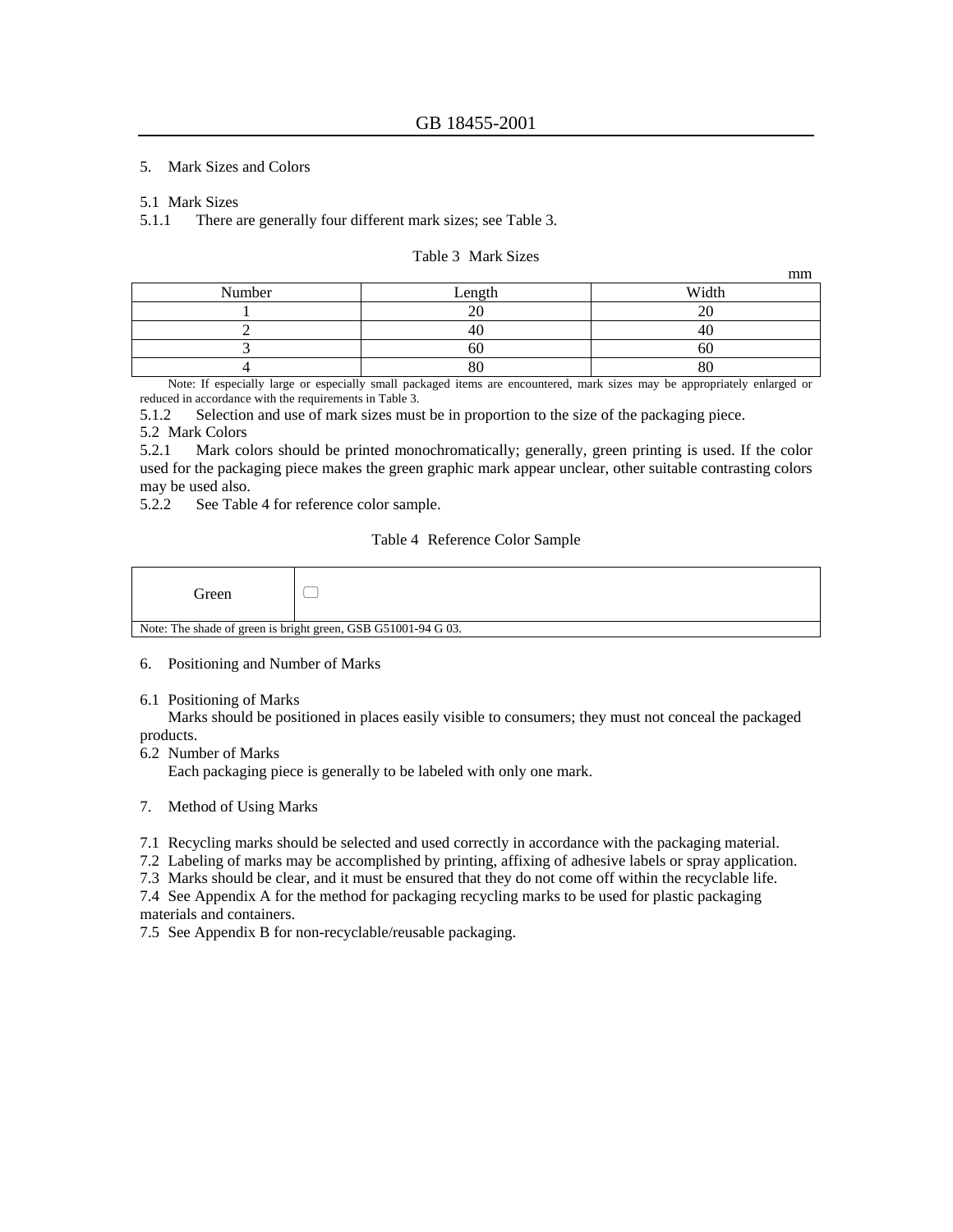## 5. Mark Sizes and Colors

### 5.1 Mark Sizes

5.1.1 There are generally four different mark sizes; see Table 3.

Table 3 Mark Sizes

mm

| Number | Length | Width |
|---|---|---|
| 1 | 20 | 20 |
| 2 | 40 | 40 |
| 3 | 60 | 60 |
| 4 | 80 | 80 |

Note: If especially large or especially small packaged items are encountered, mark sizes may be appropriately enlarged or reduced in accordance with the requirements in Table 3.

5.1.2 Selection and use of mark sizes must be in proportion to the size of the packaging piece.

### 5.2 Mark Colors

5.2.1 Mark colors should be printed monochromatically; generally, green printing is used. If the color used for the packaging piece makes the green graphic mark appear unclear, other suitable contrasting colors may be used also.

5.2.2 See Table 4 for reference color sample.

Table 4 Reference Color Sample

| Green | |
|---|---|
| Note: The shade of green is bright green, GSB G51001-94 G 03. | |

## 6. Positioning and Number of Marks

### 6.1 Positioning of Marks

Marks should be positioned in places easily visible to consumers; they must not conceal the packaged products.

### 6.2 Number of Marks

Each packaging piece is generally to be labeled with only one mark.

## 7. Method of Using Marks

7.1 Recycling marks should be selected and used correctly in accordance with the packaging material.

7.2 Labeling of marks may be accomplished by printing, affixing of adhesive labels or spray application.

7.3 Marks should be clear, and it must be ensured that they do not come off within the recyclable life.

7.4 See Appendix A for the method for packaging recycling marks to be used for plastic packaging materials and containers.

7.5 See Appendix B for non-recyclable/reusable packaging.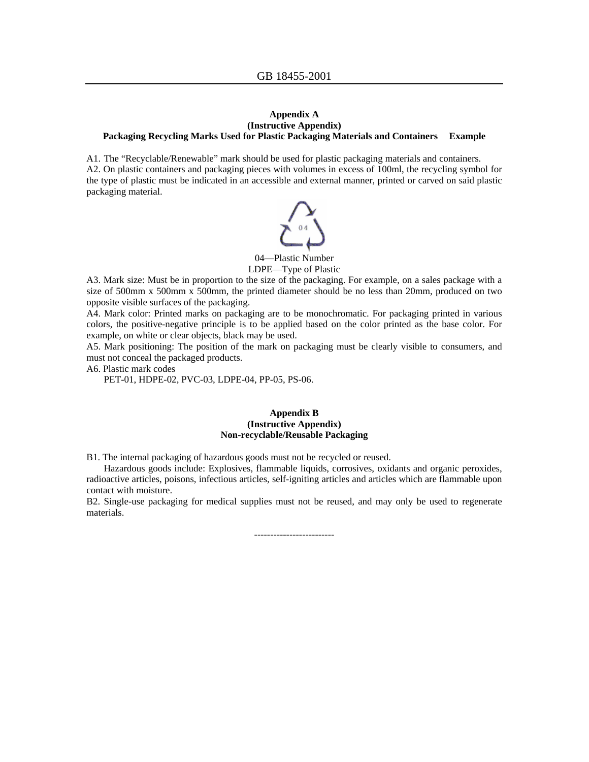## Appendix A
**(Instructive Appendix)**
**Packaging Recycling Marks Used for Plastic Packaging Materials and Containers Example**

A1. The "Recyclable/Renewable" mark should be used for plastic packaging materials and containers.
A2. On plastic containers and packaging pieces with volumes in excess of 100ml, the recycling symbol for the type of plastic must be indicated in an accessible and external manner, printed or carved on said plastic packaging material.

04—Plastic Number
LDPE—Type of Plastic

A3. Mark size: Must be in proportion to the size of the packaging. For example, on a sales package with a size of 500mm x 500mm x 500mm, the printed diameter should be no less than 20mm, produced on two opposite visible surfaces of the packaging.
A4. Mark color: Printed marks on packaging are to be monochromatic. For packaging printed in various colors, the positive-negative principle is to be applied based on the color printed as the base color. For example, on white or clear objects, black may be used.
A5. Mark positioning: The position of the mark on packaging must be clearly visible to consumers, and must not conceal the packaged products.
A6. Plastic mark codes

PET-01, HDPE-02, PVC-03, LDPE-04, PP-05, PS-06.

## Appendix B
**(Instructive Appendix)**
**Non-recyclable/Reusable Packaging**

B1. The internal packaging of hazardous goods must not be recycled or reused.

Hazardous goods include: Explosives, flammable liquids, corrosives, oxidants and organic peroxides, radioactive articles, poisons, infectious articles, self-igniting articles and articles which are flammable upon contact with moisture.

B2. Single-use packaging for medical supplies must not be reused, and may only be used to regenerate materials.

-------------------------